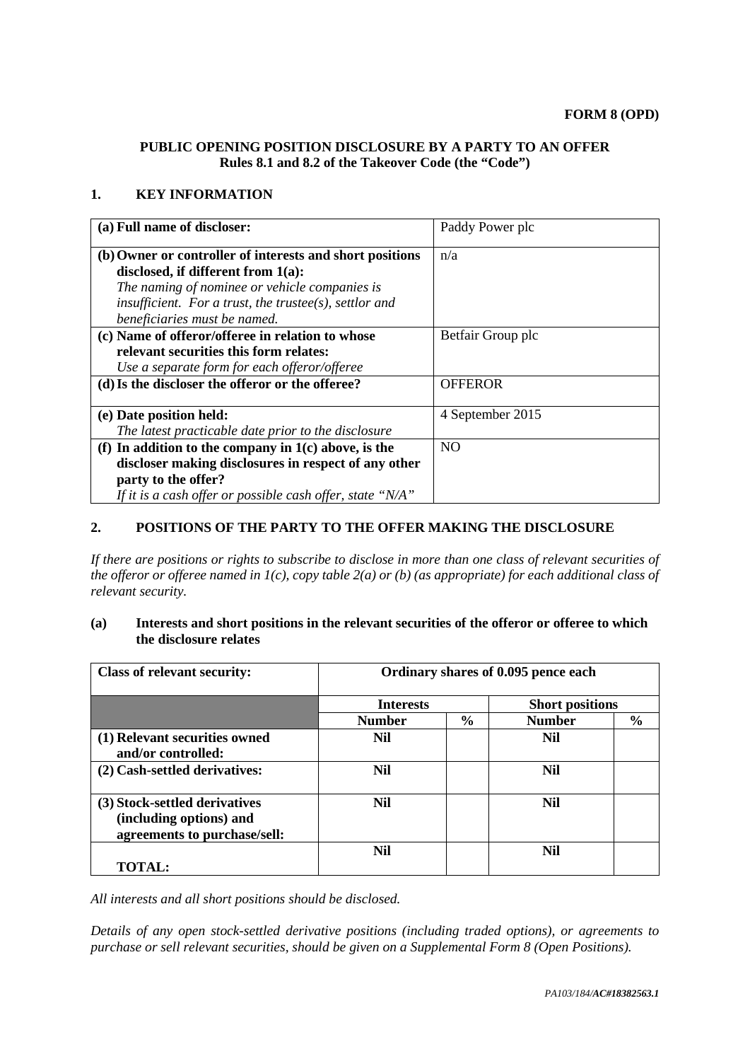**FORM 8 (OPD)**

**PUBLIC OPENING POSITION DISCLOSURE BY A PARTY TO AN OFFER**
**Rules 8.1 and 8.2 of the Takeover Code (the "Code")**

## 1. KEY INFORMATION

| | |
|---|---|
| **(a) Full name of discloser:** | Paddy Power plc |
| **(b) Owner or controller of interests and short positions disclosed, if different from 1(a):** *The naming of nominee or vehicle companies is insufficient. For a trust, the trustee(s), settlor and beneficiaries must be named.* | n/a |
| **(c) Name of offeror/offeree in relation to whose relevant securities this form relates:** *Use a separate form for each offeror/offeree* | Betfair Group plc |
| **(d) Is the discloser the offeror or the offeree?** | OFFEROR |
| **(e) Date position held:** *The latest practicable date prior to the disclosure* | 4 September 2015 |
| **(f) In addition to the company in 1(c) above, is the discloser making disclosures in respect of any other party to the offer?** *If it is a cash offer or possible cash offer, state "N/A"* | NO |

## 2. POSITIONS OF THE PARTY TO THE OFFER MAKING THE DISCLOSURE

*If there are positions or rights to subscribe to disclose in more than one class of relevant securities of the offeror or offeree named in 1(c), copy table 2(a) or (b) (as appropriate) for each additional class of relevant security.*

### (a) Interests and short positions in the relevant securities of the offeror or offeree to which the disclosure relates

| **Class of relevant security:** | **Ordinary shares of 0.095 pence each** | | | |
|---|---|---|---|---|
| | **Interests** | | **Short positions** | |
| | **Number** | **%** | **Number** | **%** |
| **(1) Relevant securities owned and/or controlled:** | **Nil** | | **Nil** | |
| **(2) Cash-settled derivatives:** | **Nil** | | **Nil** | |
| **(3) Stock-settled derivatives (including options) and agreements to purchase/sell:** | **Nil** | | **Nil** | |
| **TOTAL:** | **Nil** | | **Nil** | |

*All interests and all short positions should be disclosed.*

*Details of any open stock-settled derivative positions (including traded options), or agreements to purchase or sell relevant securities, should be given on a Supplemental Form 8 (Open Positions).*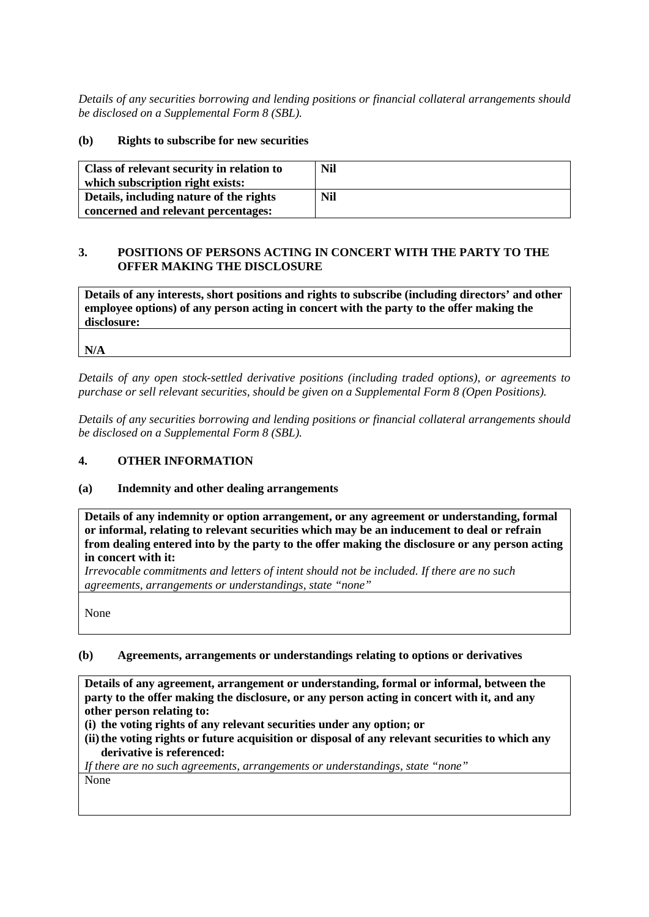*Details of any securities borrowing and lending positions or financial collateral arrangements should be disclosed on a Supplemental Form 8 (SBL).*

### (b) Rights to subscribe for new securities

| **Class of relevant security in relation to which subscription right exists:** | **Nil** |
|---|---|
| **Details, including nature of the rights concerned and relevant percentages:** | **Nil** |

## 3. POSITIONS OF PERSONS ACTING IN CONCERT WITH THE PARTY TO THE OFFER MAKING THE DISCLOSURE

| **Details of any interests, short positions and rights to subscribe (including directors' and other employee options) of any person acting in concert with the party to the offer making the disclosure:** |
|---|
| **N/A** |

*Details of any open stock-settled derivative positions (including traded options), or agreements to purchase or sell relevant securities, should be given on a Supplemental Form 8 (Open Positions).*

*Details of any securities borrowing and lending positions or financial collateral arrangements should be disclosed on a Supplemental Form 8 (SBL).*

## 4. OTHER INFORMATION

### (a) Indemnity and other dealing arrangements

| **Details of any indemnity or option arrangement, or any agreement or understanding, formal or informal, relating to relevant securities which may be an inducement to deal or refrain from dealing entered into by the party to the offer making the disclosure or any person acting in concert with it:** *Irrevocable commitments and letters of intent should not be included. If there are no such agreements, arrangements or understandings, state "none"* |
|---|
| None |

### (b) Agreements, arrangements or understandings relating to options or derivatives

| **Details of any agreement, arrangement or understanding, formal or informal, between the party to the offer making the disclosure, or any person acting in concert with it, and any other person relating to:** **(i) the voting rights of any relevant securities under any option; or** **(ii) the voting rights or future acquisition or disposal of any relevant securities to which any derivative is referenced:** *If there are no such agreements, arrangements or understandings, state "none"* |
|---|
| None |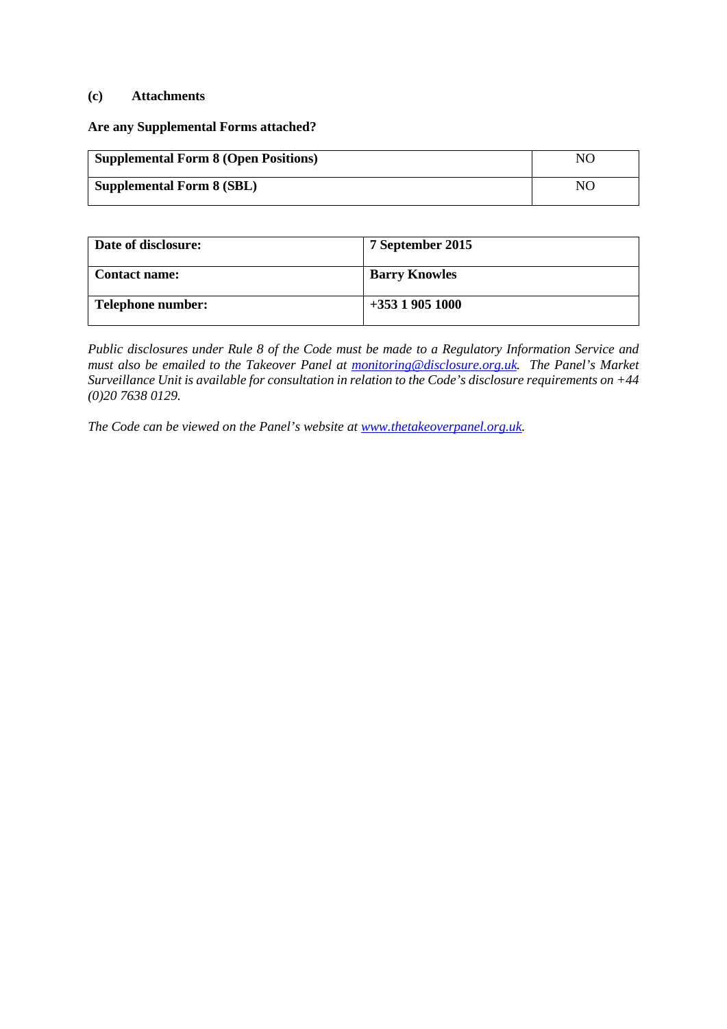**(c) Attachments**

**Are any Supplemental Forms attached?**

| | |
|---|---|
| **Supplemental Form 8 (Open Positions)** | NO |
| **Supplemental Form 8 (SBL)** | NO |

| | |
|---|---|
| **Date of disclosure:** | **7 September 2015** |
| **Contact name:** | **Barry Knowles** |
| **Telephone number:** | **+353 1 905 1000** |

*Public disclosures under Rule 8 of the Code must be made to a Regulatory Information Service and must also be emailed to the Takeover Panel at [monitoring@disclosure.org.uk](mailto:monitoring@disclosure.org.uk). The Panel's Market Surveillance Unit is available for consultation in relation to the Code's disclosure requirements on +44 (0)20 7638 0129.*

*The Code can be viewed on the Panel's website at [www.thetakeoverpanel.org.uk](http://www.thetakeoverpanel.org.uk).*